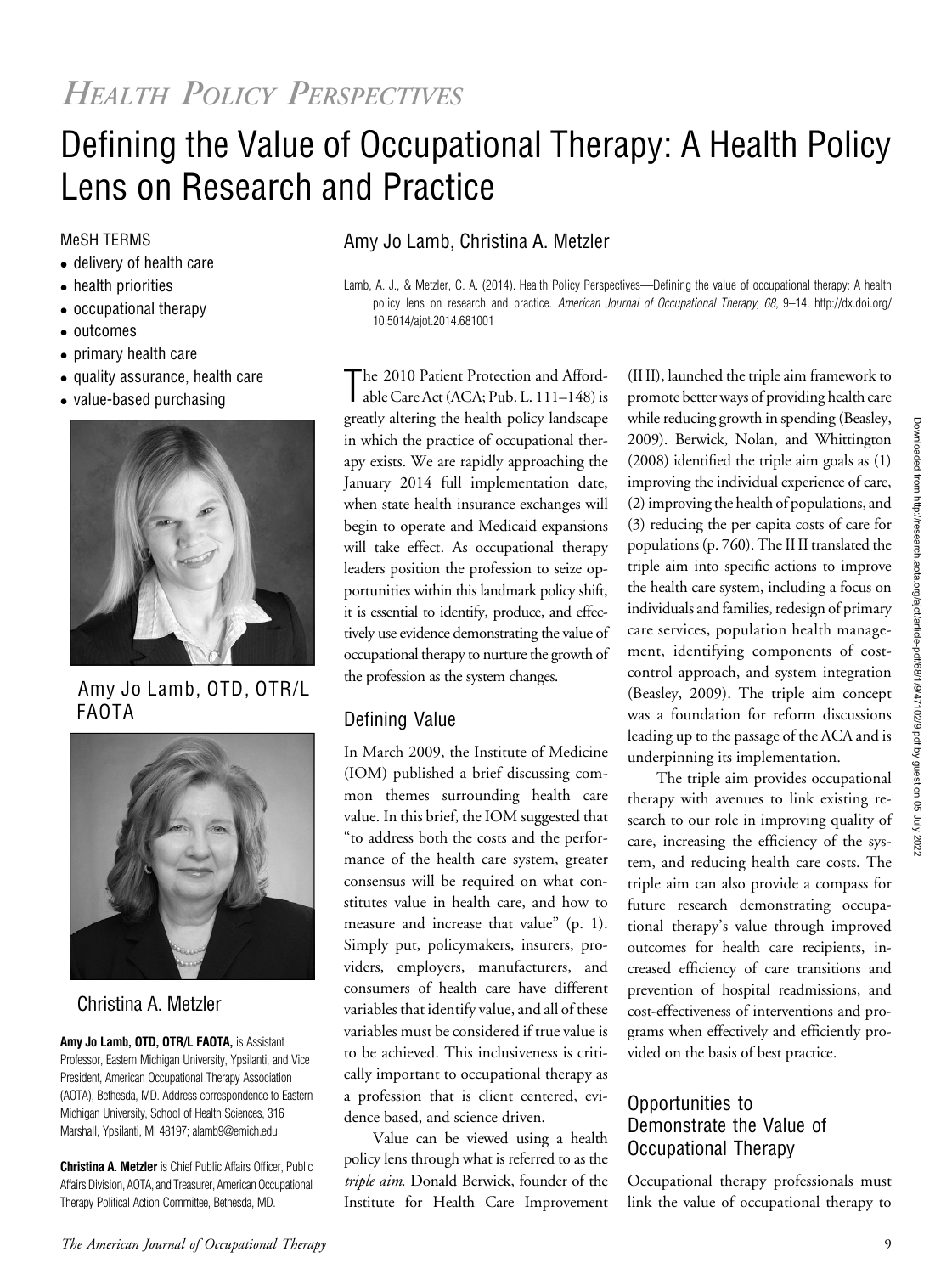# *Health Policy Perspectives*

# Defining the Value of Occupational Therapy: A Health Policy Lens on Research and Practice

MeSH TERMS

- delivery of health care
- health priorities
- occupational therapy
- outcomes
- primary health care
- quality assurance, health care
- value-based purchasing

Amy Jo Lamb, OTD, OTR/L FAOTA

Christina A. Metzler

**Amy Jo Lamb, OTD, OTR/L FAOTA,** is Assistant Professor, Eastern Michigan University, Ypsilanti, and Vice President, American Occupational Therapy Association (AOTA), Bethesda, MD. Address correspondence to Eastern Michigan University, School of Health Sciences, 316 Marshall, Ypsilanti, MI 48197; alamb9@emich.edu

**Christina A. Metzler** is Chief Public Affairs Officer, Public Affairs Division, AOTA, and Treasurer, American Occupational Therapy Political Action Committee, Bethesda, MD.

## Amy Jo Lamb, Christina A. Metzler

Lamb, A. J., & Metzler, C. A. (2014). Health Policy Perspectives—Defining the value of occupational therapy: A health policy lens on research and practice. *American Journal of Occupational Therapy, 68,* 9–14. http://dx.doi.org/10.5014/ajot.2014.681001

The 2010 Patient Protection and Affordable Care Act (ACA; Pub. L. 111–148) is greatly altering the health policy landscape in which the practice of occupational therapy exists. We are rapidly approaching the January 2014 full implementation date, when state health insurance exchanges will begin to operate and Medicaid expansions will take effect. As occupational therapy leaders position the profession to seize opportunities within this landmark policy shift, it is essential to identify, produce, and effectively use evidence demonstrating the value of occupational therapy to nurture the growth of the profession as the system changes.

## Defining Value

In March 2009, the Institute of Medicine (IOM) published a brief discussing common themes surrounding health care value. In this brief, the IOM suggested that "to address both the costs and the performance of the health care system, greater consensus will be required on what constitutes value in health care, and how to measure and increase that value" (p. 1). Simply put, policymakers, insurers, providers, employers, manufacturers, and consumers of health care have different variables that identify value, and all of these variables must be considered if true value is to be achieved. This inclusiveness is critically important to occupational therapy as a profession that is client centered, evidence based, and science driven.

Value can be viewed using a health policy lens through what is referred to as the *triple aim*. Donald Berwick, founder of the Institute for Health Care Improvement (IHI), launched the triple aim framework to promote better ways of providing health care while reducing growth in spending (Beasley, 2009). Berwick, Nolan, and Whittington (2008) identified the triple aim goals as (1) improving the individual experience of care, (2) improving the health of populations, and (3) reducing the per capita costs of care for populations (p. 760). The IHI translated the triple aim into specific actions to improve the health care system, including a focus on individuals and families, redesign of primary care services, population health management, identifying components of cost-control approach, and system integration (Beasley, 2009). The triple aim concept was a foundation for reform discussions leading up to the passage of the ACA and is underpinning its implementation.

The triple aim provides occupational therapy with avenues to link existing research to our role in improving quality of care, increasing the efficiency of the system, and reducing health care costs. The triple aim can also provide a compass for future research demonstrating occupational therapy's value through improved outcomes for health care recipients, increased efficiency of care transitions and prevention of hospital readmissions, and cost-effectiveness of interventions and programs when effectively and efficiently provided on the basis of best practice.

## Opportunities to Demonstrate the Value of Occupational Therapy

Occupational therapy professionals must link the value of occupational therapy to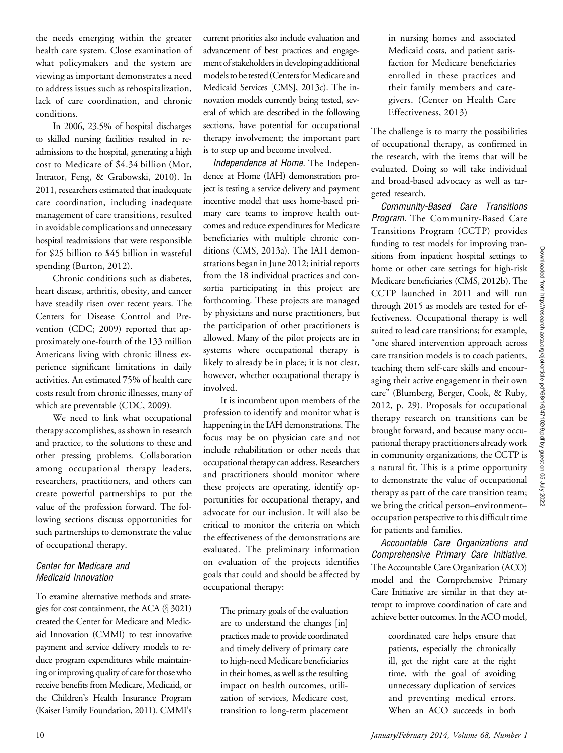the needs emerging within the greater health care system. Close examination of what policymakers and the system are viewing as important demonstrates a need to address issues such as rehospitalization, lack of care coordination, and chronic conditions.

In 2006, 23.5% of hospital discharges to skilled nursing facilities resulted in readmissions to the hospital, generating a high cost to Medicare of $4.34 billion (Mor, Intrator, Feng, & Grabowski, 2010). In 2011, researchers estimated that inadequate care coordination, including inadequate management of care transitions, resulted in avoidable complications and unnecessary hospital readmissions that were responsible for $25 billion to $45 billion in wasteful spending (Burton, 2012).

Chronic conditions such as diabetes, heart disease, arthritis, obesity, and cancer have steadily risen over recent years. The Centers for Disease Control and Prevention (CDC; 2009) reported that approximately one-fourth of the 133 million Americans living with chronic illness experience significant limitations in daily activities. An estimated 75% of health care costs result from chronic illnesses, many of which are preventable (CDC, 2009).

We need to link what occupational therapy accomplishes, as shown in research and practice, to the solutions to these and other pressing problems. Collaboration among occupational therapy leaders, researchers, practitioners, and others can create powerful partnerships to put the value of the profession forward. The following sections discuss opportunities for such partnerships to demonstrate the value of occupational therapy.

### *Center for Medicare and Medicaid Innovation*

To examine alternative methods and strategies for cost containment, the ACA (§ 3021) created the Center for Medicare and Medicaid Innovation (CMMI) to test innovative payment and service delivery models to reduce program expenditures while maintaining or improving quality of care for those who receive benefits from Medicare, Medicaid, or the Children's Health Insurance Program (Kaiser Family Foundation, 2011). CMMI's current priorities also include evaluation and advancement of best practices and engagement of stakeholders in developing additional models to be tested (Centers for Medicare and Medicaid Services [CMS], 2013c). The innovation models currently being tested, several of which are described in the following sections, have potential for occupational therapy involvement; the important part is to step up and become involved.

*Independence at Home.* The Independence at Home (IAH) demonstration project is testing a service delivery and payment incentive model that uses home-based primary care teams to improve health outcomes and reduce expenditures for Medicare beneficiaries with multiple chronic conditions (CMS, 2013a). The IAH demonstrations began in June 2012; initial reports from the 18 individual practices and consortia participating in this project are forthcoming. These projects are managed by physicians and nurse practitioners, but the participation of other practitioners is allowed. Many of the pilot projects are in systems where occupational therapy is likely to already be in place; it is not clear, however, whether occupational therapy is involved.

It is incumbent upon members of the profession to identify and monitor what is happening in the IAH demonstrations. The focus may be on physician care and not include rehabilitation or other needs that occupational therapy can address. Researchers and practitioners should monitor where these projects are operating, identify opportunities for occupational therapy, and advocate for our inclusion. It will also be critical to monitor the criteria on which the effectiveness of the demonstrations are evaluated. The preliminary information on evaluation of the projects identifies goals that could and should be affected by occupational therapy:

> The primary goals of the evaluation are to understand the changes [in] practices made to provide coordinated and timely delivery of primary care to high-need Medicare beneficiaries in their homes, as well as the resulting impact on health outcomes, utilization of services, Medicare cost, transition to long-term placement in nursing homes and associated Medicaid costs, and patient satisfaction for Medicare beneficiaries enrolled in these practices and their family members and caregivers. (Center on Health Care Effectiveness, 2013)

The challenge is to marry the possibilities of occupational therapy, as confirmed in the research, with the items that will be evaluated. Doing so will take individual and broad-based advocacy as well as targeted research.

*Community-Based Care Transitions Program.* The Community-Based Care Transitions Program (CCTP) provides funding to test models for improving transitions from inpatient hospital settings to home or other care settings for high-risk Medicare beneficiaries (CMS, 2012b). The CCTP launched in 2011 and will run through 2015 as models are tested for effectiveness. Occupational therapy is well suited to lead care transitions; for example, "one shared intervention approach across care transition models is to coach patients, teaching them self-care skills and encouraging their active engagement in their own care" (Blumberg, Berger, Cook, & Ruby, 2012, p. 29). Proposals for occupational therapy research on transitions can be brought forward, and because many occupational therapy practitioners already work in community organizations, the CCTP is a natural fit. This is a prime opportunity to demonstrate the value of occupational therapy as part of the care transition team; we bring the critical person–environment–occupation perspective to this difficult time for patients and families.

*Accountable Care Organizations and Comprehensive Primary Care Initiative.* The Accountable Care Organization (ACO) model and the Comprehensive Primary Care Initiative are similar in that they attempt to improve coordination of care and achieve better outcomes. In the ACO model,

> coordinated care helps ensure that patients, especially the chronically ill, get the right care at the right time, with the goal of avoiding unnecessary duplication of services and preventing medical errors. When an ACO succeeds in both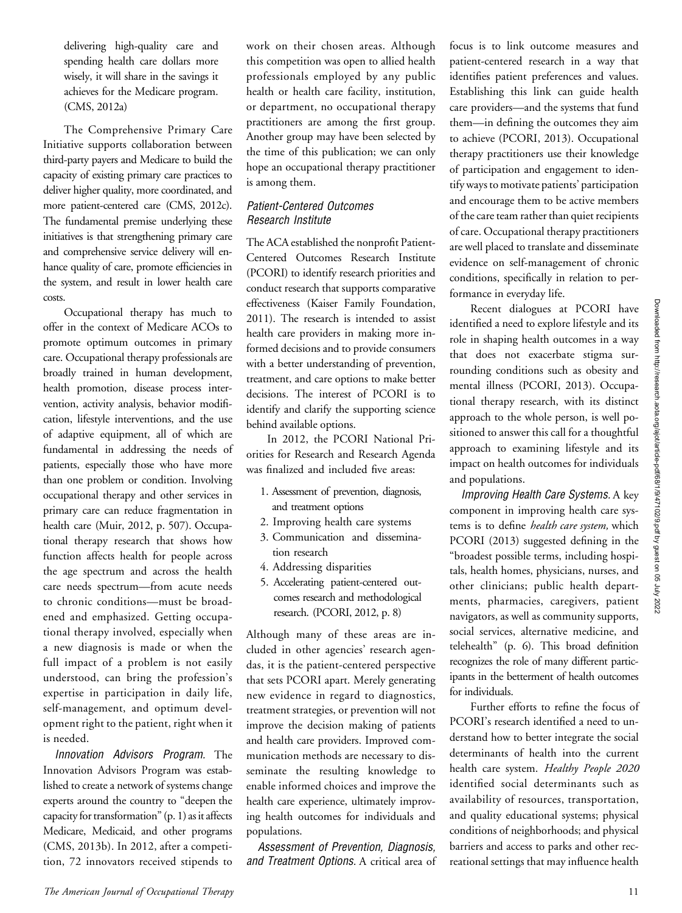delivering high-quality care and spending health care dollars more wisely, it will share in the savings it achieves for the Medicare program. (CMS, 2012a)

The Comprehensive Primary Care Initiative supports collaboration between third-party payers and Medicare to build the capacity of existing primary care practices to deliver higher quality, more coordinated, and more patient-centered care (CMS, 2012c). The fundamental premise underlying these initiatives is that strengthening primary care and comprehensive service delivery will enhance quality of care, promote efficiencies in the system, and result in lower health care costs.

Occupational therapy has much to offer in the context of Medicare ACOs to promote optimum outcomes in primary care. Occupational therapy professionals are broadly trained in human development, health promotion, disease process intervention, activity analysis, behavior modification, lifestyle interventions, and the use of adaptive equipment, all of which are fundamental in addressing the needs of patients, especially those who have more than one problem or condition. Involving occupational therapy and other services in primary care can reduce fragmentation in health care (Muir, 2012, p. 507). Occupational therapy research that shows how function affects health for people across the age spectrum and across the health care needs spectrum—from acute needs to chronic conditions—must be broadened and emphasized. Getting occupational therapy involved, especially when a new diagnosis is made or when the full impact of a problem is not easily understood, can bring the profession's expertise in participation in daily life, self-management, and optimum development right to the patient, right when it is needed.

*Innovation Advisors Program.* The Innovation Advisors Program was established to create a network of systems change experts around the country to "deepen the capacity for transformation" (p. 1) as it affects Medicare, Medicaid, and other programs (CMS, 2013b). In 2012, after a competition, 72 innovators received stipends to work on their chosen areas. Although this competition was open to allied health professionals employed by any public health or health care facility, institution, or department, no occupational therapy practitioners are among the first group. Another group may have been selected by the time of this publication; we can only hope an occupational therapy practitioner is among them.

### Patient-Centered Outcomes Research Institute

The ACA established the nonprofit Patient-Centered Outcomes Research Institute (PCORI) to identify research priorities and conduct research that supports comparative effectiveness (Kaiser Family Foundation, 2011). The research is intended to assist health care providers in making more informed decisions and to provide consumers with a better understanding of prevention, treatment, and care options to make better decisions. The interest of PCORI is to identify and clarify the supporting science behind available options.

In 2012, the PCORI National Priorities for Research and Research Agenda was finalized and included five areas:

1. Assessment of prevention, diagnosis, and treatment options
2. Improving health care systems
3. Communication and dissemination research
4. Addressing disparities
5. Accelerating patient-centered outcomes research and methodological research. (PCORI, 2012, p. 8)

Although many of these areas are included in other agencies' research agendas, it is the patient-centered perspective that sets PCORI apart. Merely generating new evidence in regard to diagnostics, treatment strategies, or prevention will not improve the decision making of patients and health care providers. Improved communication methods are necessary to disseminate the resulting knowledge to enable informed choices and improve the health care experience, ultimately improving health outcomes for individuals and populations.

*Assessment of Prevention, Diagnosis, and Treatment Options.* A critical area of focus is to link outcome measures and patient-centered research in a way that identifies patient preferences and values. Establishing this link can guide health care providers—and the systems that fund them—in defining the outcomes they aim to achieve (PCORI, 2013). Occupational therapy practitioners use their knowledge of participation and engagement to identify ways to motivate patients' participation and encourage them to be active members of the care team rather than quiet recipients of care. Occupational therapy practitioners are well placed to translate and disseminate evidence on self-management of chronic conditions, specifically in relation to performance in everyday life.

Recent dialogues at PCORI have identified a need to explore lifestyle and its role in shaping health outcomes in a way that does not exacerbate stigma surrounding conditions such as obesity and mental illness (PCORI, 2013). Occupational therapy research, with its distinct approach to the whole person, is well positioned to answer this call for a thoughtful approach to examining lifestyle and its impact on health outcomes for individuals and populations.

*Improving Health Care Systems.* A key component in improving health care systems is to define *health care system,* which PCORI (2013) suggested defining in the "broadest possible terms, including hospitals, health homes, physicians, nurses, and other clinicians; public health departments, pharmacies, caregivers, patient navigators, as well as community supports, social services, alternative medicine, and telehealth" (p. 6). This broad definition recognizes the role of many different participants in the betterment of health outcomes for individuals.

Further efforts to refine the focus of PCORI's research identified a need to understand how to better integrate the social determinants of health into the current health care system. *Healthy People 2020* identified social determinants such as availability of resources, transportation, and quality educational systems; physical conditions of neighborhoods; and physical barriers and access to parks and other recreational settings that may influence health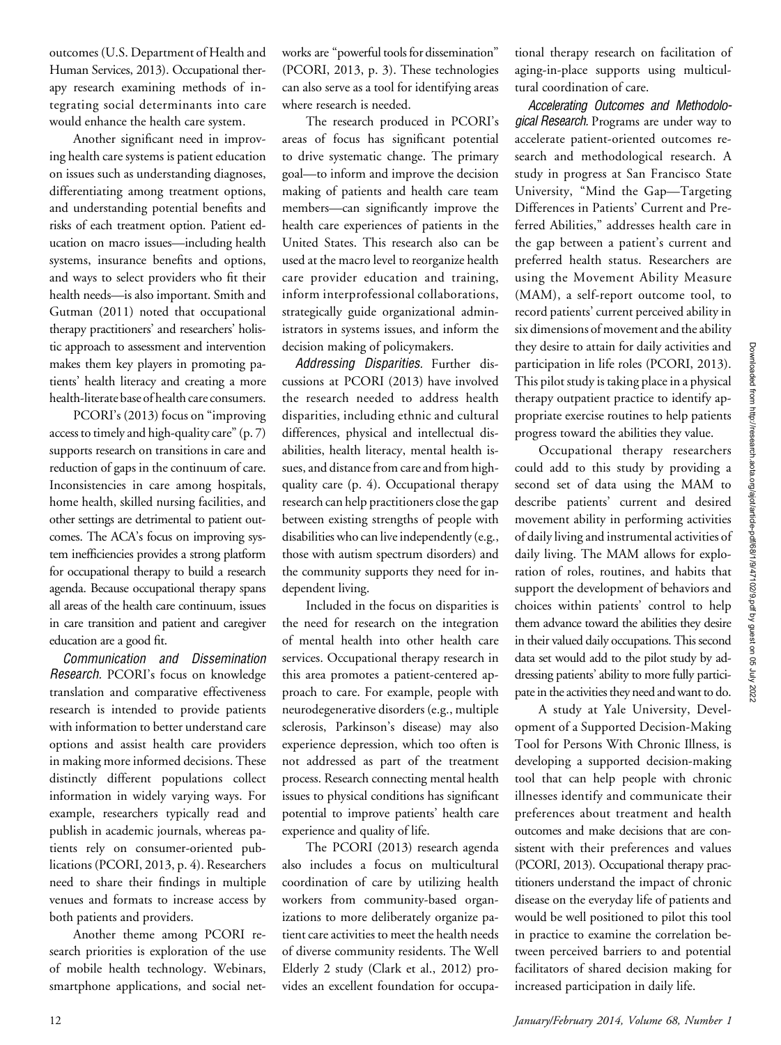outcomes (U.S. Department of Health and Human Services, 2013). Occupational therapy research examining methods of integrating social determinants into care would enhance the health care system.

Another significant need in improving health care systems is patient education on issues such as understanding diagnoses, differentiating among treatment options, and understanding potential benefits and risks of each treatment option. Patient education on macro issues—including health systems, insurance benefits and options, and ways to select providers who fit their health needs—is also important. Smith and Gutman (2011) noted that occupational therapy practitioners' and researchers' holistic approach to assessment and intervention makes them key players in promoting patients' health literacy and creating a more health-literate base of health care consumers.

PCORI's (2013) focus on "improving access to timely and high-quality care" (p. 7) supports research on transitions in care and reduction of gaps in the continuum of care. Inconsistencies in care among hospitals, home health, skilled nursing facilities, and other settings are detrimental to patient outcomes. The ACA's focus on improving system inefficiencies provides a strong platform for occupational therapy to build a research agenda. Because occupational therapy spans all areas of the health care continuum, issues in care transition and patient and caregiver education are a good fit.

*Communication and Dissemination Research.* PCORI's focus on knowledge translation and comparative effectiveness research is intended to provide patients with information to better understand care options and assist health care providers in making more informed decisions. These distinctly different populations collect information in widely varying ways. For example, researchers typically read and publish in academic journals, whereas patients rely on consumer-oriented publications (PCORI, 2013, p. 4). Researchers need to share their findings in multiple venues and formats to increase access by both patients and providers.

Another theme among PCORI research priorities is exploration of the use of mobile health technology. Webinars, smartphone applications, and social networks are "powerful tools for dissemination" (PCORI, 2013, p. 3). These technologies can also serve as a tool for identifying areas where research is needed.

The research produced in PCORI's areas of focus has significant potential to drive systematic change. The primary goal—to inform and improve the decision making of patients and health care team members—can significantly improve the health care experiences of patients in the United States. This research also can be used at the macro level to reorganize health care provider education and training, inform interprofessional collaborations, strategically guide organizational administrators in systems issues, and inform the decision making of policymakers.

*Addressing Disparities.* Further discussions at PCORI (2013) have involved the research needed to address health disparities, including ethnic and cultural differences, physical and intellectual disabilities, health literacy, mental health issues, and distance from care and from high-quality care (p. 4). Occupational therapy research can help practitioners close the gap between existing strengths of people with disabilities who can live independently (e.g., those with autism spectrum disorders) and the community supports they need for independent living.

Included in the focus on disparities is the need for research on the integration of mental health into other health care services. Occupational therapy research in this area promotes a patient-centered approach to care. For example, people with neurodegenerative disorders (e.g., multiple sclerosis, Parkinson's disease) may also experience depression, which too often is not addressed as part of the treatment process. Research connecting mental health issues to physical conditions has significant potential to improve patients' health care experience and quality of life.

The PCORI (2013) research agenda also includes a focus on multicultural coordination of care by utilizing health workers from community-based organizations to more deliberately organize patient care activities to meet the health needs of diverse community residents. The Well Elderly 2 study (Clark et al., 2012) provides an excellent foundation for occupational therapy research on facilitation of aging-in-place supports using multicultural coordination of care.

*Accelerating Outcomes and Methodological Research.* Programs are under way to accelerate patient-oriented outcomes research and methodological research. A study in progress at San Francisco State University, "Mind the Gap—Targeting Differences in Patients' Current and Preferred Abilities," addresses health care in the gap between a patient's current and preferred health status. Researchers are using the Movement Ability Measure (MAM), a self-report outcome tool, to record patients' current perceived ability in six dimensions of movement and the ability they desire to attain for daily activities and participation in life roles (PCORI, 2013). This pilot study is taking place in a physical therapy outpatient practice to identify appropriate exercise routines to help patients progress toward the abilities they value.

Occupational therapy researchers could add to this study by providing a second set of data using the MAM to describe patients' current and desired movement ability in performing activities of daily living and instrumental activities of daily living. The MAM allows for exploration of roles, routines, and habits that support the development of behaviors and choices within patients' control to help them advance toward the abilities they desire in their valued daily occupations. This second data set would add to the pilot study by addressing patients' ability to more fully participate in the activities they need and want to do.

A study at Yale University, Development of a Supported Decision-Making Tool for Persons With Chronic Illness, is developing a supported decision-making tool that can help people with chronic illnesses identify and communicate their preferences about treatment and health outcomes and make decisions that are consistent with their preferences and values (PCORI, 2013). Occupational therapy practitioners understand the impact of chronic disease on the everyday life of patients and would be well positioned to pilot this tool in practice to examine the correlation between perceived barriers to and potential facilitators of shared decision making for increased participation in daily life.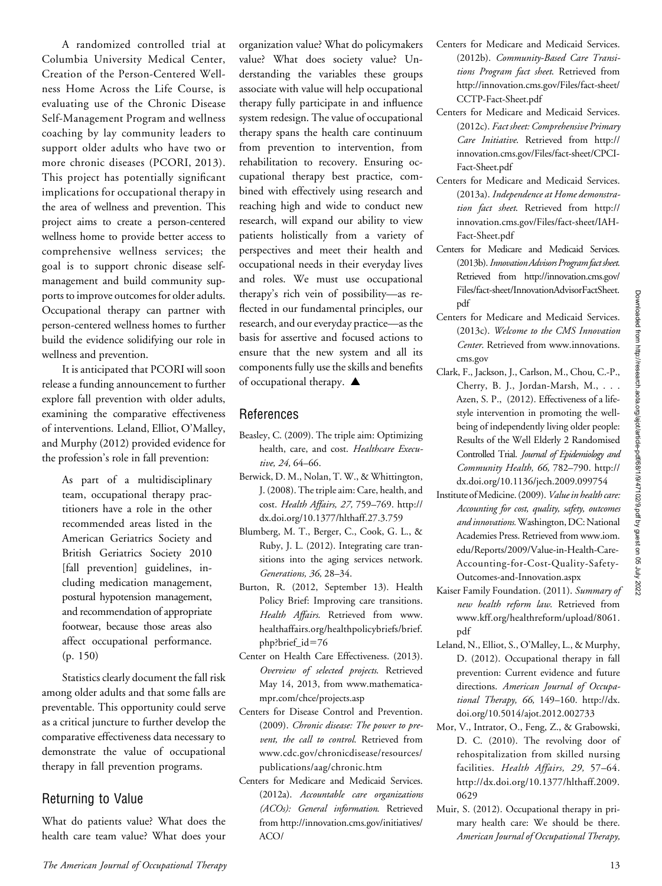A randomized controlled trial at Columbia University Medical Center, Creation of the Person-Centered Wellness Home Across the Life Course, is evaluating use of the Chronic Disease Self-Management Program and wellness coaching by lay community leaders to support older adults who have two or more chronic diseases (PCORI, 2013). This project has potentially significant implications for occupational therapy in the area of wellness and prevention. This project aims to create a person-centered wellness home to provide better access to comprehensive wellness services; the goal is to support chronic disease self-management and build community supports to improve outcomes for older adults. Occupational therapy can partner with person-centered wellness homes to further build the evidence solidifying our role in wellness and prevention.

It is anticipated that PCORI will soon release a funding announcement to further explore fall prevention with older adults, examining the comparative effectiveness of interventions. Leland, Elliot, O'Malley, and Murphy (2012) provided evidence for the profession's role in fall prevention:

> As part of a multidisciplinary team, occupational therapy practitioners have a role in the other recommended areas listed in the American Geriatrics Society and British Geriatrics Society 2010 [fall prevention] guidelines, including medication management, postural hypotension management, and recommendation of appropriate footwear, because those areas also affect occupational performance. (p. 150)

Statistics clearly document the fall risk among older adults and that some falls are preventable. This opportunity could serve as a critical juncture to further develop the comparative effectiveness data necessary to demonstrate the value of occupational therapy in fall prevention programs.

## Returning to Value

What do patients value? What does the health care team value? What does your organization value? What do policymakers value? What does society value? Understanding the variables these groups associate with value will help occupational therapy fully participate in and influence system redesign. The value of occupational therapy spans the health care continuum from prevention to intervention, from rehabilitation to recovery. Ensuring occupational therapy best practice, combined with effectively using research and reaching high and wide to conduct new research, will expand our ability to view patients holistically from a variety of perspectives and meet their health and occupational needs in their everyday lives and roles. We must use occupational therapy's rich vein of possibility—as reflected in our fundamental principles, our research, and our everyday practice—as the basis for assertive and focused actions to ensure that the new system and all its components fully use the skills and benefits of occupational therapy. ▲

## References

Beasley, C. (2009). The triple aim: Optimizing health, care, and cost. *Healthcare Executive, 24,* 64–66.

Berwick, D. M., Nolan, T. W., & Whittington, J. (2008). The triple aim: Care, health, and cost. *Health Affairs, 27,* 759–769. http://dx.doi.org/10.1377/hlthaff.27.3.759

Blumberg, M. T., Berger, C., Cook, G. L., & Ruby, J. L. (2012). Integrating care transitions into the aging services network. *Generations, 36,* 28–34.

Burton, R. (2012, September 13). Health Policy Brief: Improving care transitions. *Health Affairs*. Retrieved from www.healthaffairs.org/healthpolicybriefs/brief.php?brief_id=76

Center on Health Care Effectiveness. (2013). *Overview of selected projects*. Retrieved May 14, 2013, from www.mathematica-mpr.com/chce/projects.asp

Centers for Disease Control and Prevention. (2009). *Chronic disease: The power to prevent, the call to control*. Retrieved from www.cdc.gov/chronicdisease/resources/publications/aag/chronic.htm

Centers for Medicare and Medicaid Services. (2012a). *Accountable care organizations (ACOs): General information*. Retrieved from http://innovation.cms.gov/initiatives/ACO/

Centers for Medicare and Medicaid Services. (2012b). *Community-Based Care Transitions Program fact sheet*. Retrieved from http://innovation.cms.gov/Files/fact-sheet/CCTP-Fact-Sheet.pdf

Centers for Medicare and Medicaid Services. (2012c). *Fact sheet: Comprehensive Primary Care Initiative*. Retrieved from http://innovation.cms.gov/Files/fact-sheet/CPCI-Fact-Sheet.pdf

Centers for Medicare and Medicaid Services. (2013a). *Independence at Home demonstration fact sheet*. Retrieved from http://innovation.cms.gov/Files/fact-sheet/IAH-Fact-Sheet.pdf

Centers for Medicare and Medicaid Services. (2013b). *Innovation Advisors Program fact sheet*. Retrieved from http://innovation.cms.gov/Files/fact-sheet/InnovationAdvisorFactSheet.pdf

Centers for Medicare and Medicaid Services. (2013c). *Welcome to the CMS Innovation Center*. Retrieved from www.innovations.cms.gov

Clark, F., Jackson, J., Carlson, M., Chou, C.-P., Cherry, B. J., Jordan-Marsh, M., . . . Azen, S. P., (2012). Effectiveness of a lifestyle intervention in promoting the well-being of independently living older people: Results of the Well Elderly 2 Randomised Controlled Trial. *Journal of Epidemiology and Community Health, 66,* 782–790. http://dx.doi.org/10.1136/jech.2009.099754

Institute of Medicine. (2009). *Value in health care: Accounting for cost, quality, safety, outcomes and innovations*. Washington, DC: National Academies Press. Retrieved from www.iom.edu/Reports/2009/Value-in-Health-Care-Accounting-for-Cost-Quality-Safety-Outcomes-and-Innovation.aspx

Kaiser Family Foundation. (2011). *Summary of new health reform law*. Retrieved from www.kff.org/healthreform/upload/8061.pdf

Leland, N., Elliot, S., O'Malley, L., & Murphy, D. (2012). Occupational therapy in fall prevention: Current evidence and future directions. *American Journal of Occupational Therapy, 66,* 149–160. http://dx.doi.org/10.5014/ajot.2012.002733

Mor, V., Intrator, O., Feng, Z., & Grabowski, D. C. (2010). The revolving door of rehospitalization from skilled nursing facilities. *Health Affairs, 29,* 57–64. http://dx.doi.org/10.1377/hlthaff.2009.0629

Muir, S. (2012). Occupational therapy in primary health care: We should be there. *American Journal of Occupational Therapy,*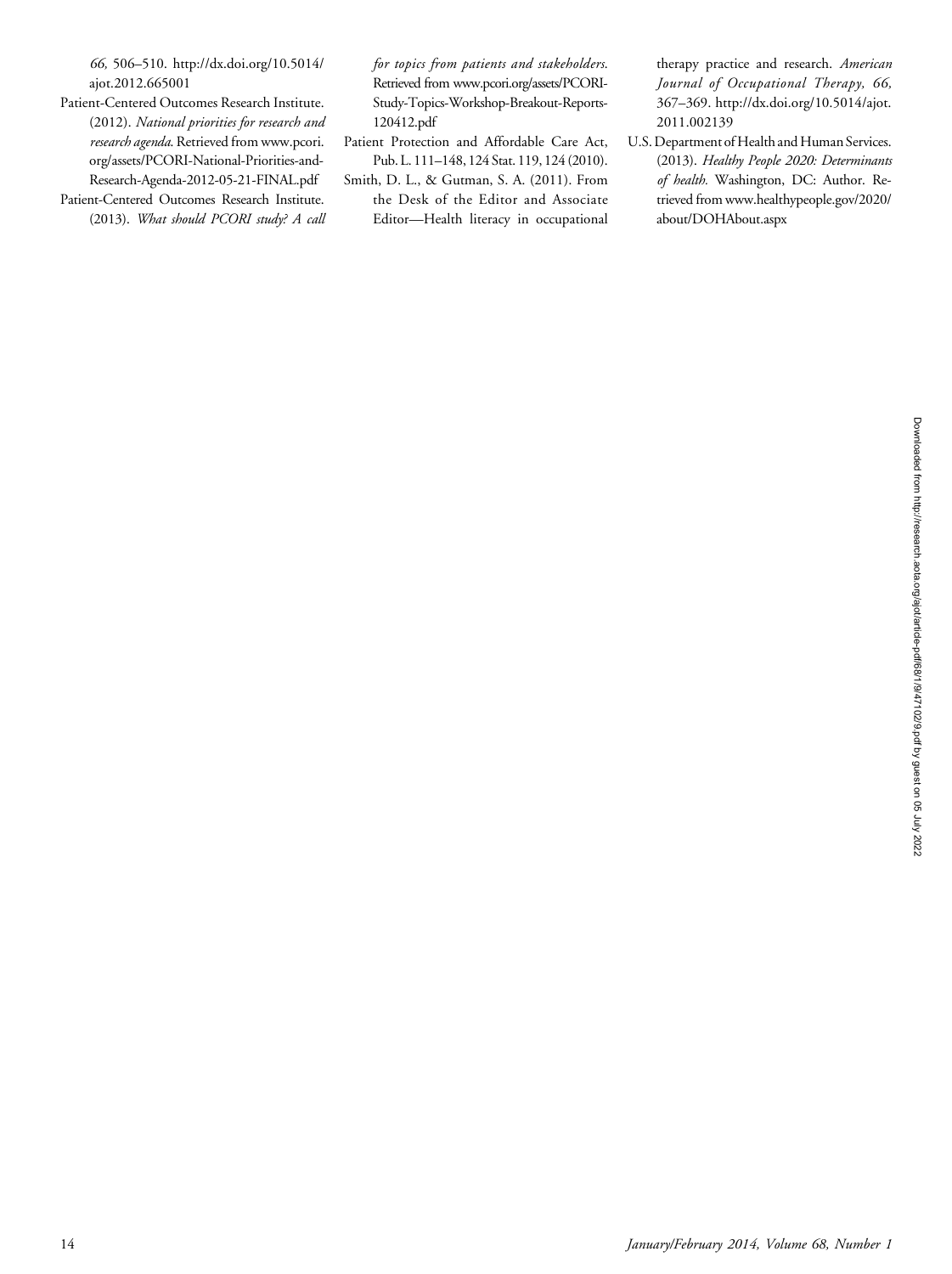*66,* 506–510. http://dx.doi.org/10.5014/ajot.2012.665001

Patient-Centered Outcomes Research Institute. (2012). *National priorities for research and research agenda.* Retrieved from www.pcori.org/assets/PCORI-National-Priorities-and-Research-Agenda-2012-05-21-FINAL.pdf

Patient-Centered Outcomes Research Institute. (2013). *What should PCORI study? A call for topics from patients and stakeholders.* Retrieved from www.pcori.org/assets/PCORI-Study-Topics-Workshop-Breakout-Reports-120412.pdf

Patient Protection and Affordable Care Act, Pub. L. 111–148, 124 Stat. 119, 124 (2010).

Smith, D. L., & Gutman, S. A. (2011). From the Desk of the Editor and Associate Editor—Health literacy in occupational therapy practice and research. *American Journal of Occupational Therapy, 66,* 367–369. http://dx.doi.org/10.5014/ajot.2011.002139

U.S. Department of Health and Human Services. (2013). *Healthy People 2020: Determinants of health.* Washington, DC: Author. Retrieved from www.healthypeople.gov/2020/about/DOHAbout.aspx